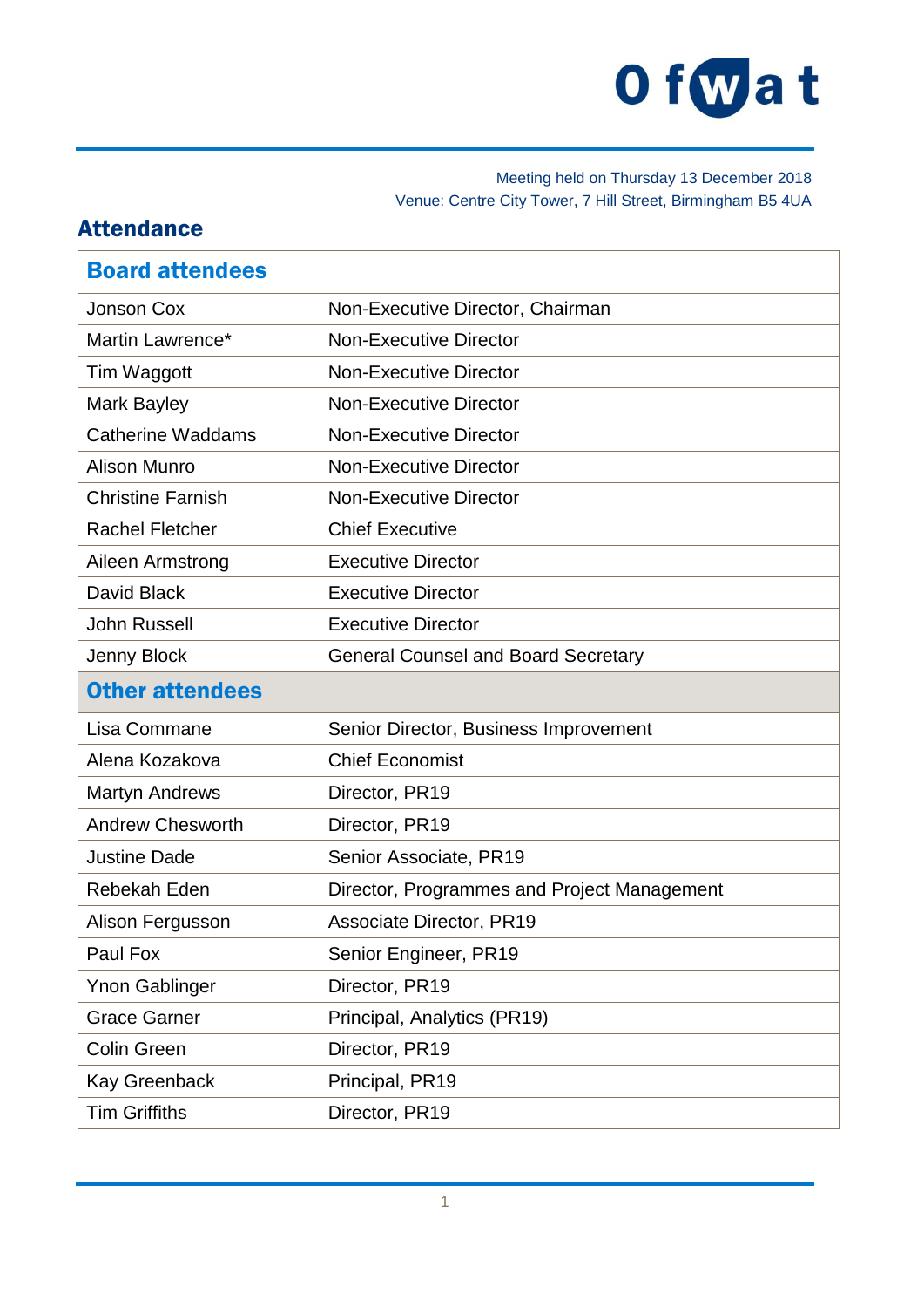Meeting held on Thursday 13 December 2018
Venue: Centre City Tower, 7 Hill Street, Birmingham B5 4UA

## Attendance

| Board attendees | |
|---|---|
| Jonson Cox | Non-Executive Director, Chairman |
| Martin Lawrence* | Non-Executive Director |
| Tim Waggott | Non-Executive Director |
| Mark Bayley | Non-Executive Director |
| Catherine Waddams | Non-Executive Director |
| Alison Munro | Non-Executive Director |
| Christine Farnish | Non-Executive Director |
| Rachel Fletcher | Chief Executive |
| Aileen Armstrong | Executive Director |
| David Black | Executive Director |
| John Russell | Executive Director |
| Jenny Block | General Counsel and Board Secretary |
| **Other attendees** | |
| Lisa Commane | Senior Director, Business Improvement |
| Alena Kozakova | Chief Economist |
| Martyn Andrews | Director, PR19 |
| Andrew Chesworth | Director, PR19 |
| Justine Dade | Senior Associate, PR19 |
| Rebekah Eden | Director, Programmes and Project Management |
| Alison Fergusson | Associate Director, PR19 |
| Paul Fox | Senior Engineer, PR19 |
| Ynon Gablinger | Director, PR19 |
| Grace Garner | Principal, Analytics (PR19) |
| Colin Green | Director, PR19 |
| Kay Greenback | Principal, PR19 |
| Tim Griffiths | Director, PR19 |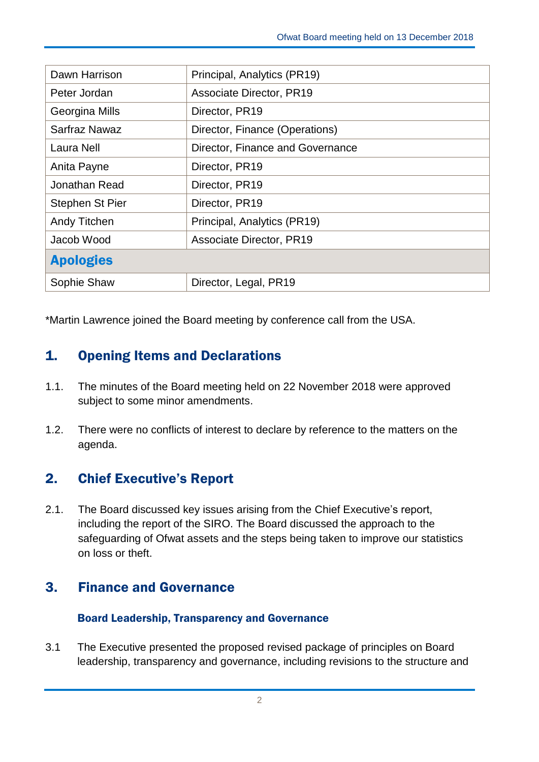| | |
|---|---|
| Dawn Harrison | Principal, Analytics (PR19) |
| Peter Jordan | Associate Director, PR19 |
| Georgina Mills | Director, PR19 |
| Sarfraz Nawaz | Director, Finance (Operations) |
| Laura Nell | Director, Finance and Governance |
| Anita Payne | Director, PR19 |
| Jonathan Read | Director, PR19 |
| Stephen St Pier | Director, PR19 |
| Andy Titchen | Principal, Analytics (PR19) |
| Jacob Wood | Associate Director, PR19 |
| **Apologies** | |
| Sophie Shaw | Director, Legal, PR19 |

*Martin Lawrence joined the Board meeting by conference call from the USA.

## 1. Opening Items and Declarations

1.1. The minutes of the Board meeting held on 22 November 2018 were approved subject to some minor amendments.

1.2. There were no conflicts of interest to declare by reference to the matters on the agenda.

## 2. Chief Executive's Report

2.1. The Board discussed key issues arising from the Chief Executive's report, including the report of the SIRO. The Board discussed the approach to the safeguarding of Ofwat assets and the steps being taken to improve our statistics on loss or theft.

## 3. Finance and Governance

### Board Leadership, Transparency and Governance

3.1 The Executive presented the proposed revised package of principles on Board leadership, transparency and governance, including revisions to the structure and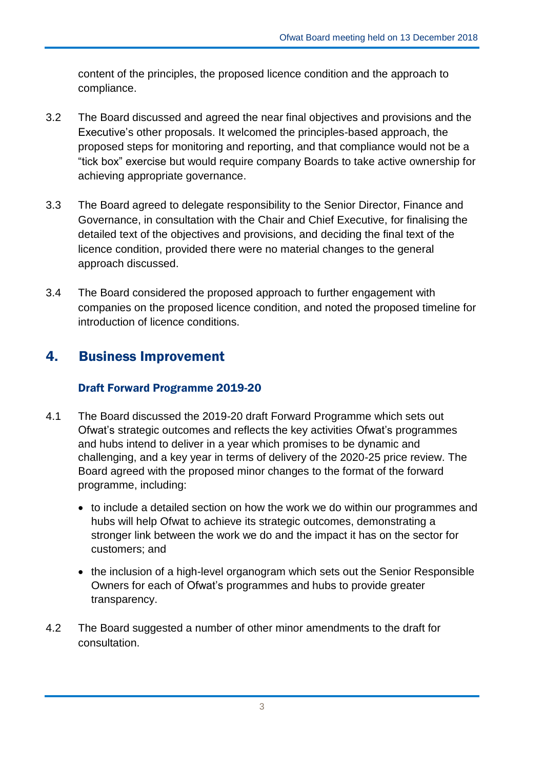content of the principles, the proposed licence condition and the approach to compliance.

3.2 The Board discussed and agreed the near final objectives and provisions and the Executive's other proposals. It welcomed the principles-based approach, the proposed steps for monitoring and reporting, and that compliance would not be a "tick box" exercise but would require company Boards to take active ownership for achieving appropriate governance.

3.3 The Board agreed to delegate responsibility to the Senior Director, Finance and Governance, in consultation with the Chair and Chief Executive, for finalising the detailed text of the objectives and provisions, and deciding the final text of the licence condition, provided there were no material changes to the general approach discussed.

3.4 The Board considered the proposed approach to further engagement with companies on the proposed licence condition, and noted the proposed timeline for introduction of licence conditions.

## 4. Business Improvement

### Draft Forward Programme 2019-20

4.1 The Board discussed the 2019-20 draft Forward Programme which sets out Ofwat's strategic outcomes and reflects the key activities Ofwat's programmes and hubs intend to deliver in a year which promises to be dynamic and challenging, and a key year in terms of delivery of the 2020-25 price review. The Board agreed with the proposed minor changes to the format of the forward programme, including:

- to include a detailed section on how the work we do within our programmes and hubs will help Ofwat to achieve its strategic outcomes, demonstrating a stronger link between the work we do and the impact it has on the sector for customers; and
- the inclusion of a high-level organogram which sets out the Senior Responsible Owners for each of Ofwat's programmes and hubs to provide greater transparency.

4.2 The Board suggested a number of other minor amendments to the draft for consultation.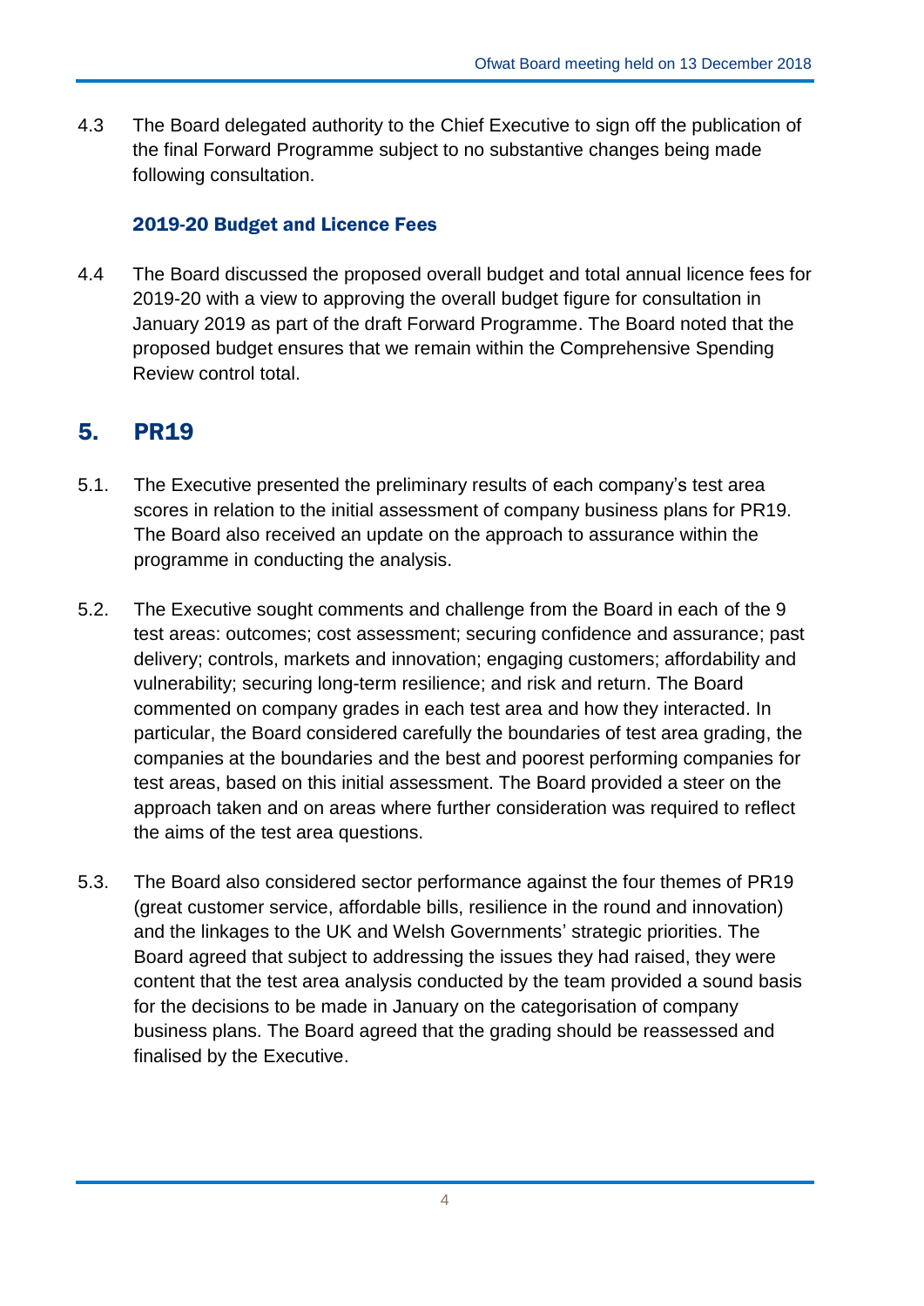4.3 The Board delegated authority to the Chief Executive to sign off the publication of the final Forward Programme subject to no substantive changes being made following consultation.

### 2019-20 Budget and Licence Fees

4.4 The Board discussed the proposed overall budget and total annual licence fees for 2019-20 with a view to approving the overall budget figure for consultation in January 2019 as part of the draft Forward Programme. The Board noted that the proposed budget ensures that we remain within the Comprehensive Spending Review control total.

## 5. PR19

5.1. The Executive presented the preliminary results of each company's test area scores in relation to the initial assessment of company business plans for PR19. The Board also received an update on the approach to assurance within the programme in conducting the analysis.

5.2. The Executive sought comments and challenge from the Board in each of the 9 test areas: outcomes; cost assessment; securing confidence and assurance; past delivery; controls, markets and innovation; engaging customers; affordability and vulnerability; securing long-term resilience; and risk and return. The Board commented on company grades in each test area and how they interacted. In particular, the Board considered carefully the boundaries of test area grading, the companies at the boundaries and the best and poorest performing companies for test areas, based on this initial assessment. The Board provided a steer on the approach taken and on areas where further consideration was required to reflect the aims of the test area questions.

5.3. The Board also considered sector performance against the four themes of PR19 (great customer service, affordable bills, resilience in the round and innovation) and the linkages to the UK and Welsh Governments' strategic priorities. The Board agreed that subject to addressing the issues they had raised, they were content that the test area analysis conducted by the team provided a sound basis for the decisions to be made in January on the categorisation of company business plans. The Board agreed that the grading should be reassessed and finalised by the Executive.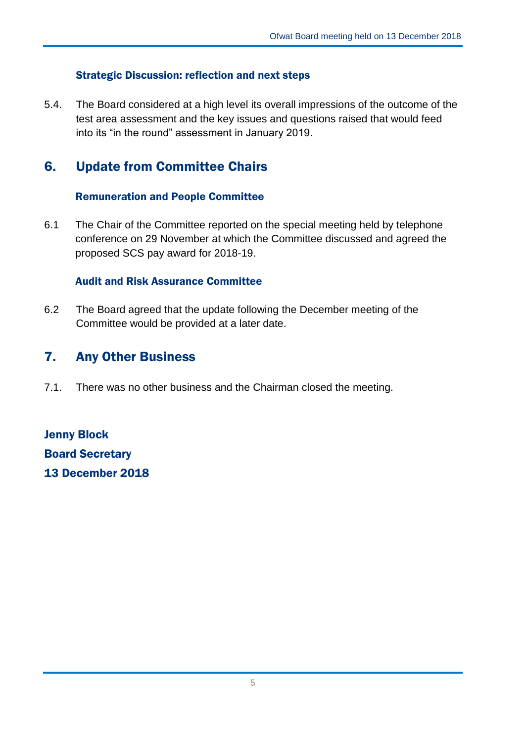### Strategic Discussion: reflection and next steps

5.4. The Board considered at a high level its overall impressions of the outcome of the test area assessment and the key issues and questions raised that would feed into its "in the round" assessment in January 2019.

## 6. Update from Committee Chairs

### Remuneration and People Committee

6.1 The Chair of the Committee reported on the special meeting held by telephone conference on 29 November at which the Committee discussed and agreed the proposed SCS pay award for 2018-19.

### Audit and Risk Assurance Committee

6.2 The Board agreed that the update following the December meeting of the Committee would be provided at a later date.

## 7. Any Other Business

7.1. There was no other business and the Chairman closed the meeting.

**Jenny Block**
**Board Secretary**
**13 December 2018**